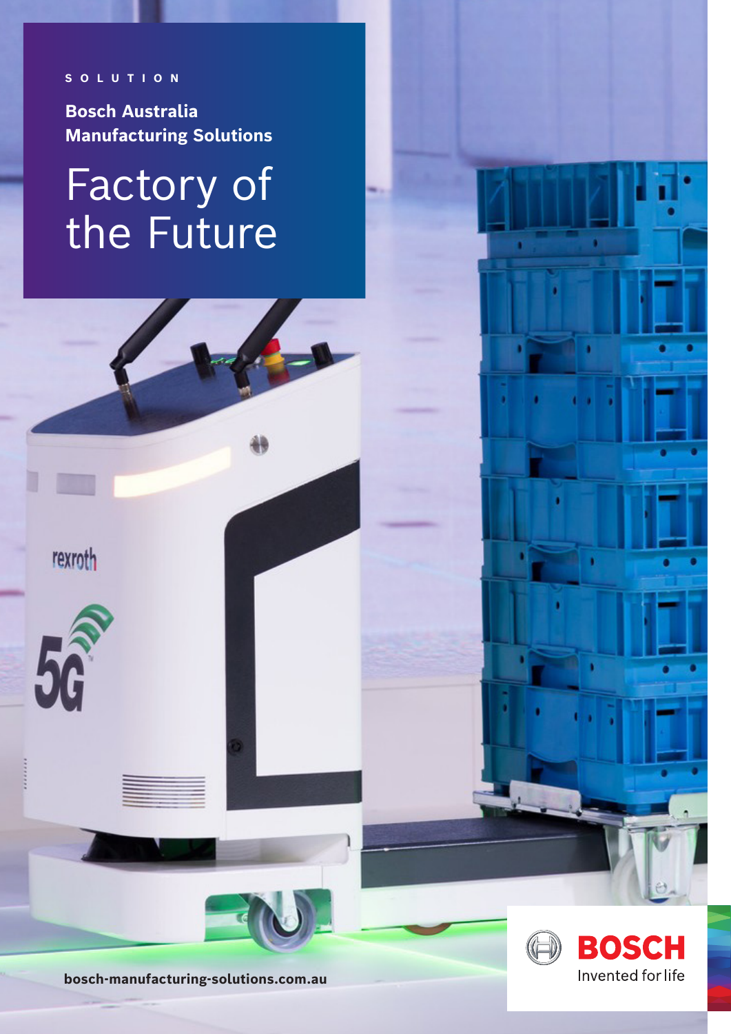SOLUTION

**Bosch Australia Manufacturing Solutions**

# Factory of the Future

**bosch-manufacturing-solutions.com.au**

BOSCH

Invented for life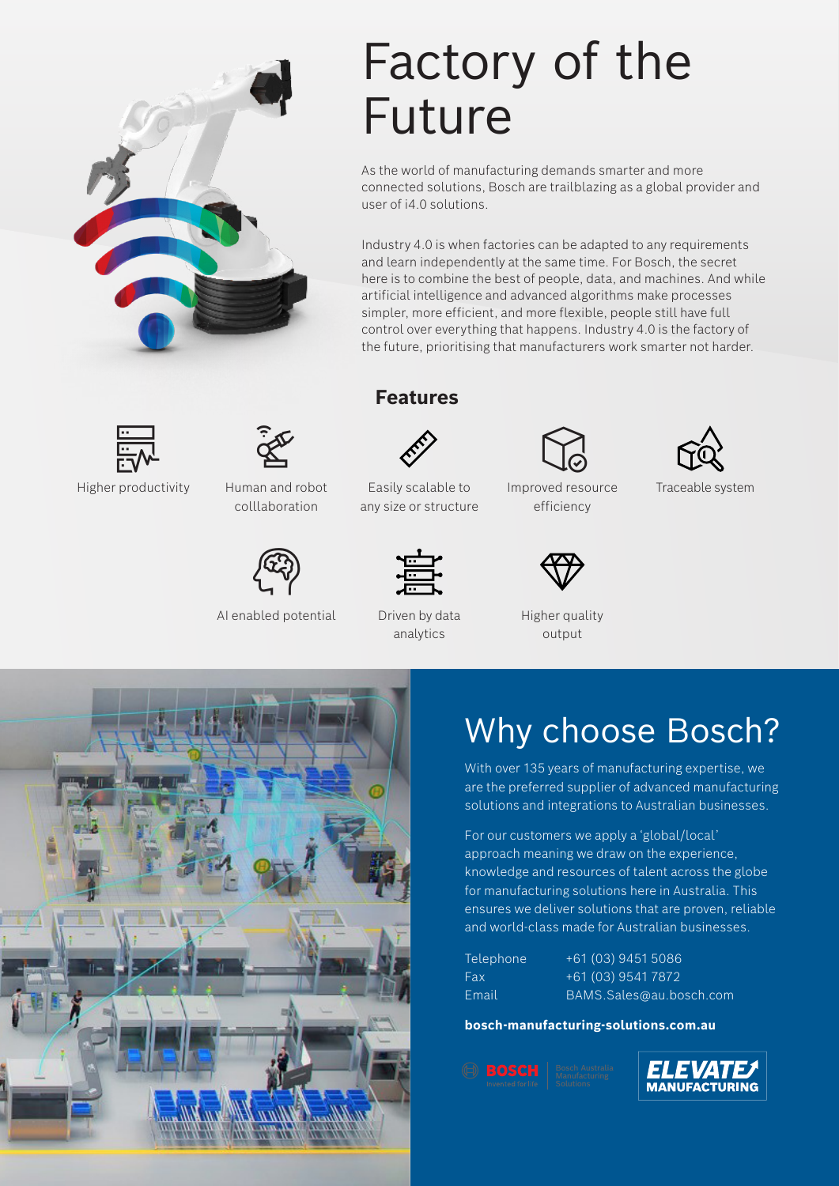# Factory of the Future

As the world of manufacturing demands smarter and more connected solutions, Bosch are trailblazing as a global provider and user of i4.0 solutions.

Industry 4.0 is when factories can be adapted to any requirements and learn independently at the same time. For Bosch, the secret here is to combine the best of people, data, and machines. And while artificial intelligence and advanced algorithms make processes simpler, more efficient, and more flexible, people still have full control over everything that happens. Industry 4.0 is the factory of the future, prioritising that manufacturers work smarter not harder.

## Features

- Higher productivity
- Human and robot colllaboration
- Easily scalable to any size or structure
- Improved resource efficiency
- Traceable system
- AI enabled potential
- Driven by data analytics
- Higher quality output

## Why choose Bosch?

With over 135 years of manufacturing expertise, we are the preferred supplier of advanced manufacturing solutions and integrations to Australian businesses.

For our customers we apply a 'global/local' approach meaning we draw on the experience, knowledge and resources of talent across the globe for manufacturing solutions here in Australia. This ensures we deliver solutions that are proven, reliable and world-class made for Australian businesses.

Telephone +61 (03) 9451 5086
Fax +61 (03) 9541 7872
Email BAMS.Sales@au.bosch.com

**bosch-manufacturing-solutions.com.au**

BOSCH Invented for life | Bosch Australia Manufacturing Solutions

ELEVATE MANUFACTURING